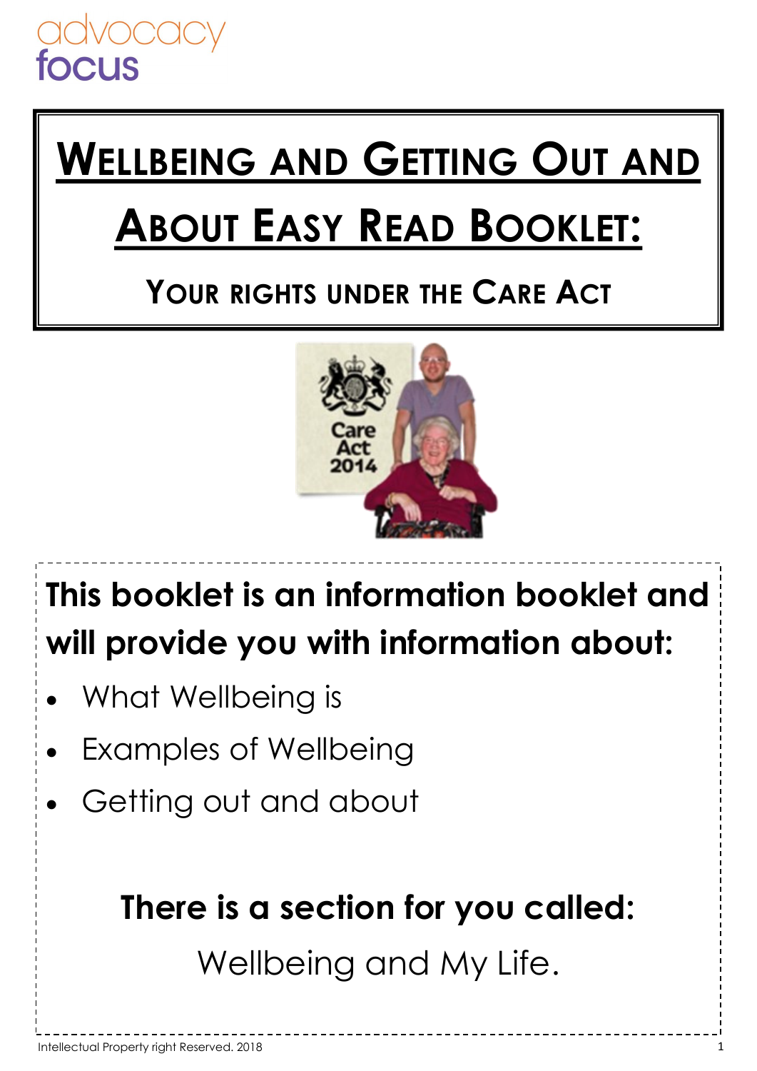advocacy focus

# Wellbeing and Getting Out and About Easy Read Booklet:

## Your rights under the Care Act

**This booklet is an information booklet and will provide you with information about:**

- What Wellbeing is
- Examples of Wellbeing
- Getting out and about

**There is a section for you called:**

Wellbeing and My Life.

Intellectual Property right Reserved. 2018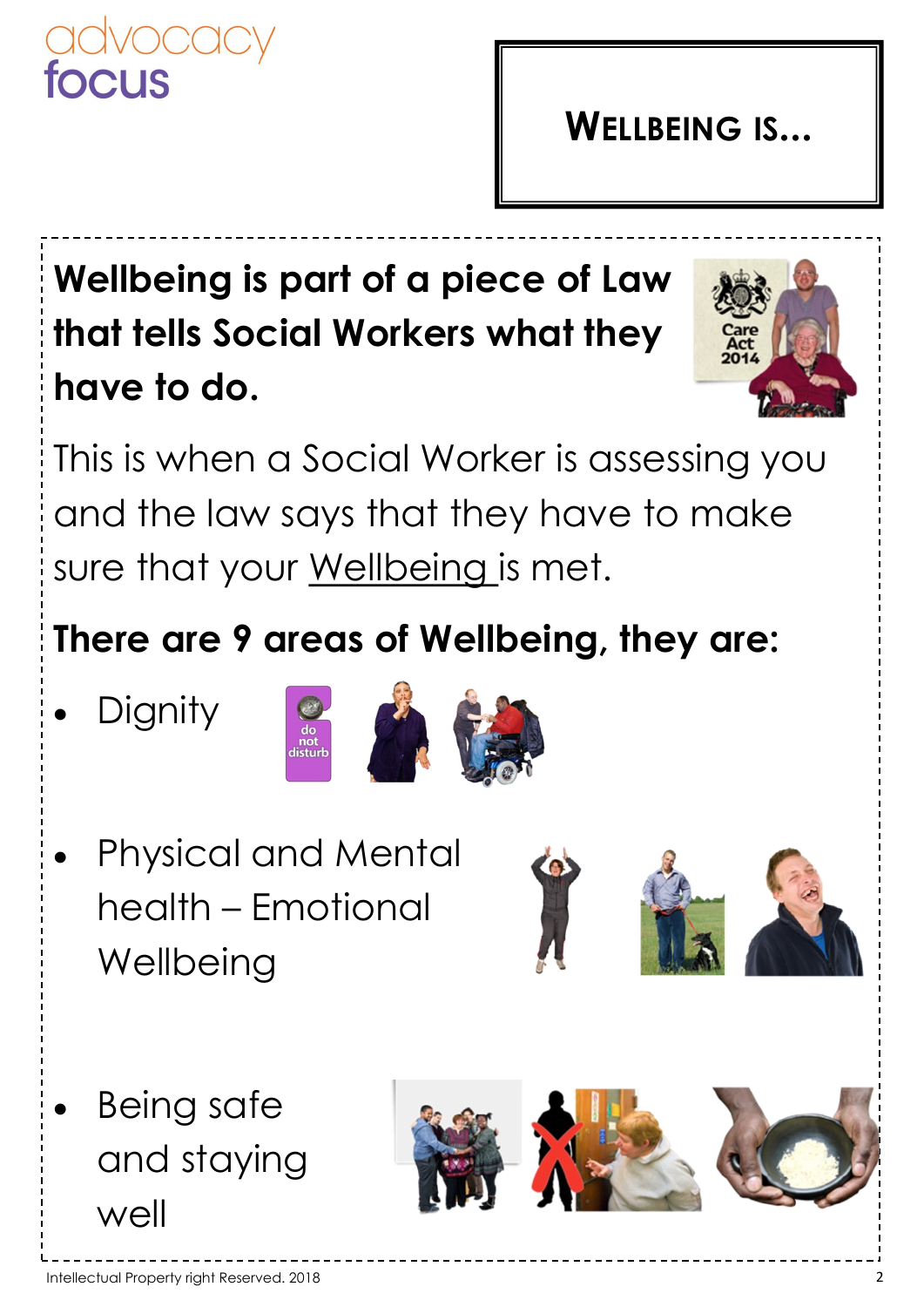# Wellbeing is...

**Wellbeing is part of a piece of Law that tells Social Workers what they have to do.**

This is when a Social Worker is assessing you and the law says that they have to make sure that your Wellbeing is met.

**There are 9 areas of Wellbeing, they are:**

- Dignity
- Physical and Mental health – Emotional Wellbeing
- Being safe and staying well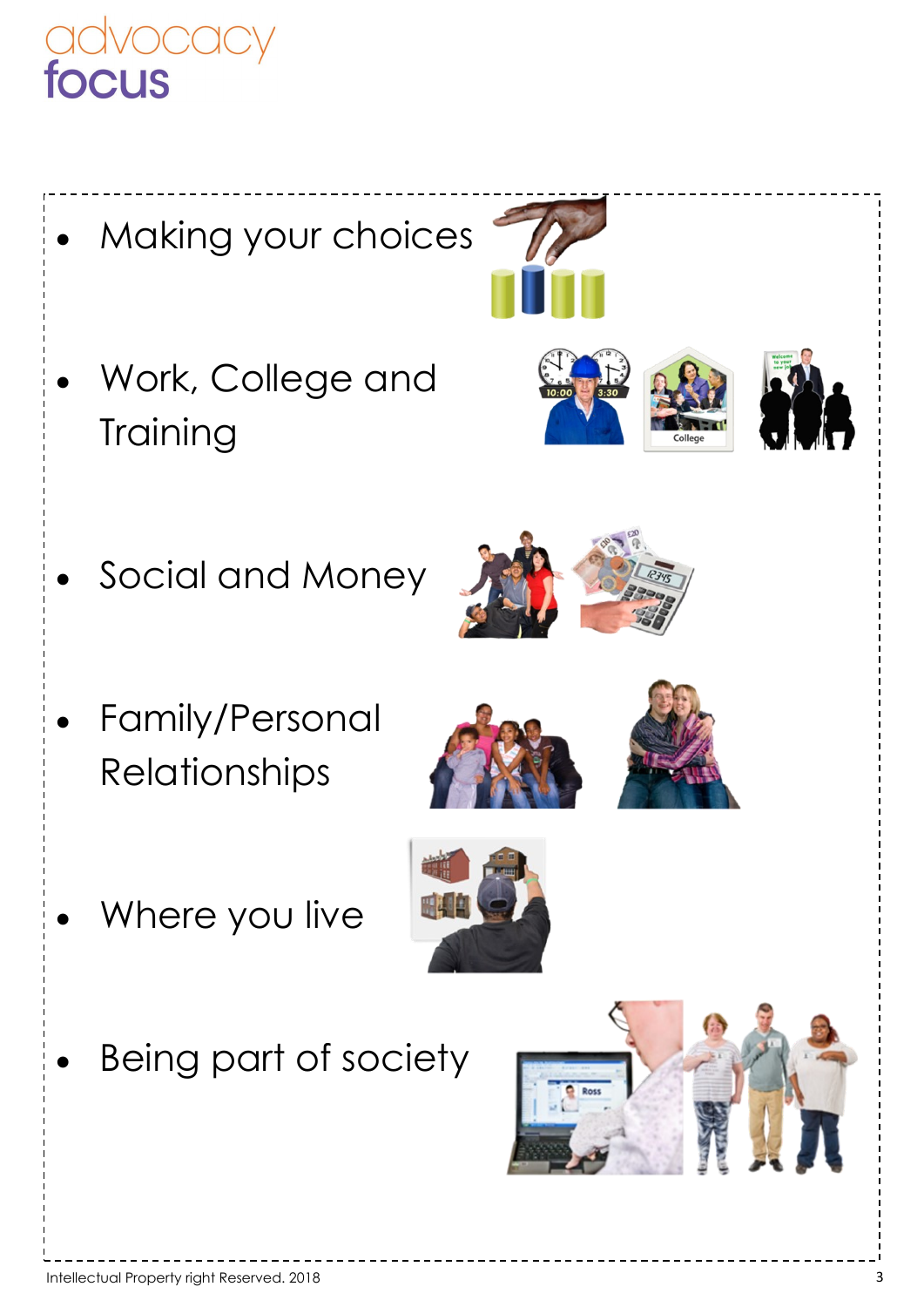- Making your choices
- Work, College and Training
- Social and Money
- Family/Personal Relationships
- Where you live
- Being part of society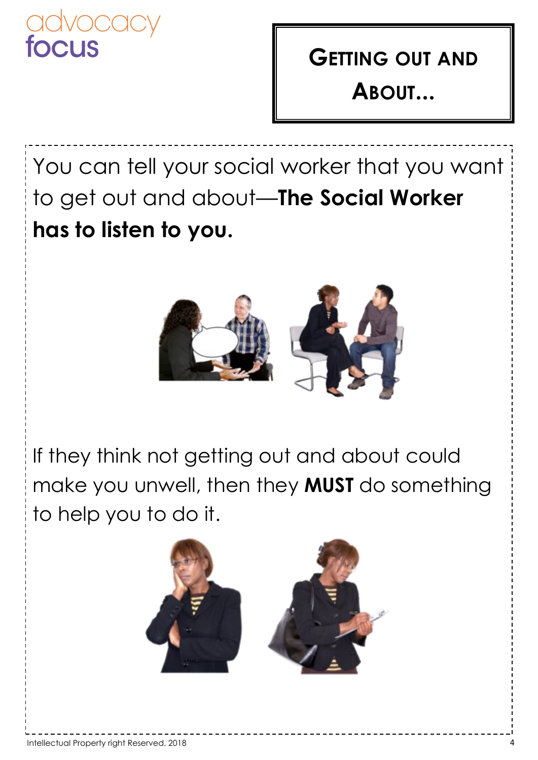# Getting out and About...

You can tell your social worker that you want to get out and about—**The Social Worker has to listen to you.**

If they think not getting out and about could make you unwell, then they **MUST** do something to help you to do it.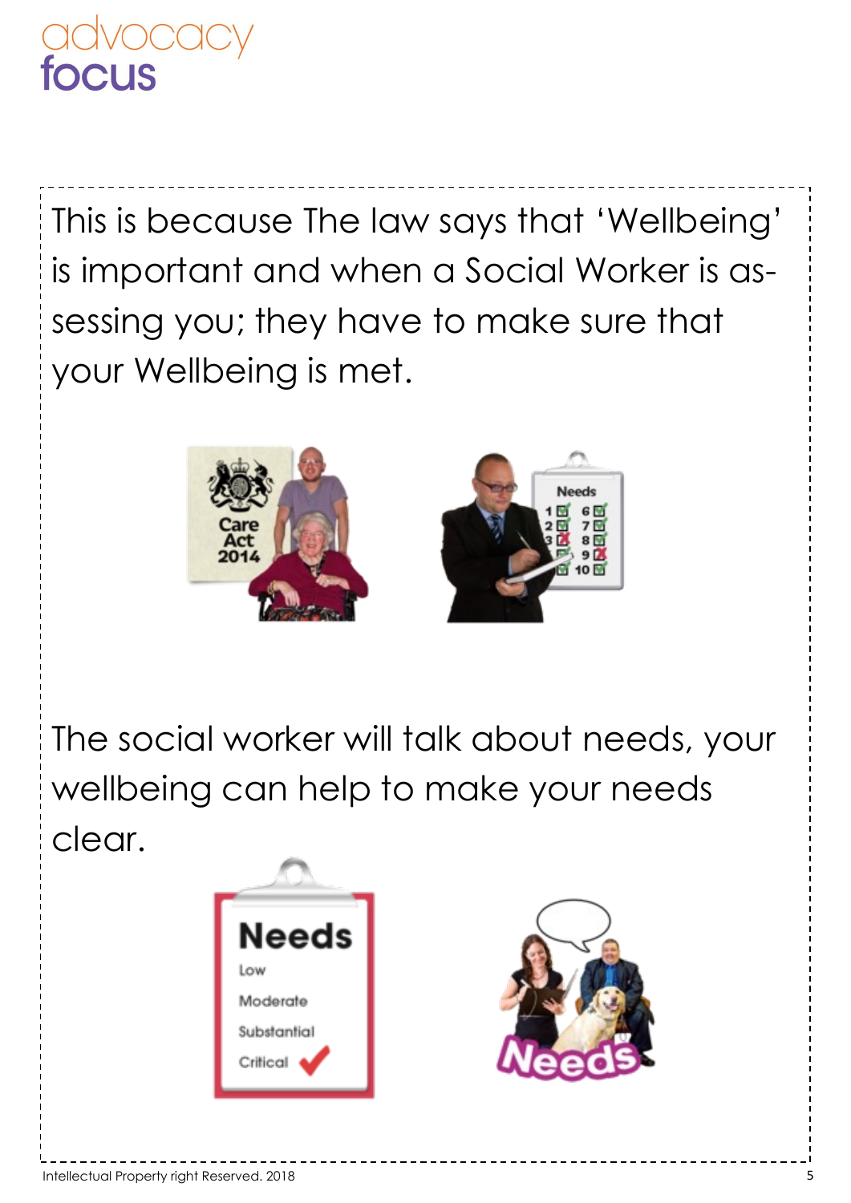This is because The law says that 'Wellbeing' is important and when a Social Worker is assessing you; they have to make sure that your Wellbeing is met.

The social worker will talk about needs, your wellbeing can help to make your needs clear.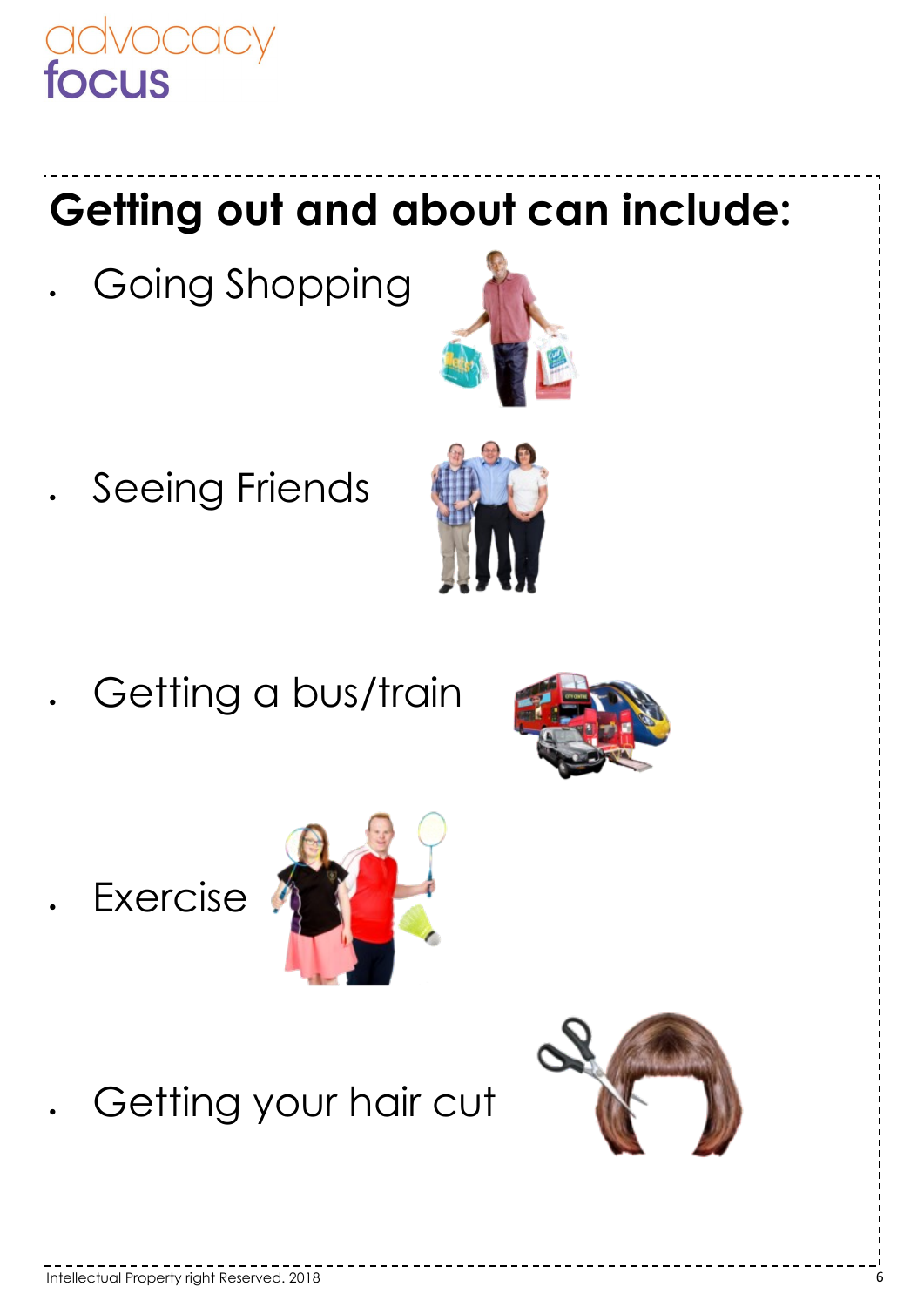## Getting out and about can include:

- Going Shopping
- Seeing Friends
- Getting a bus/train
- Exercise
- Getting your hair cut

Intellectual Property right Reserved. 2018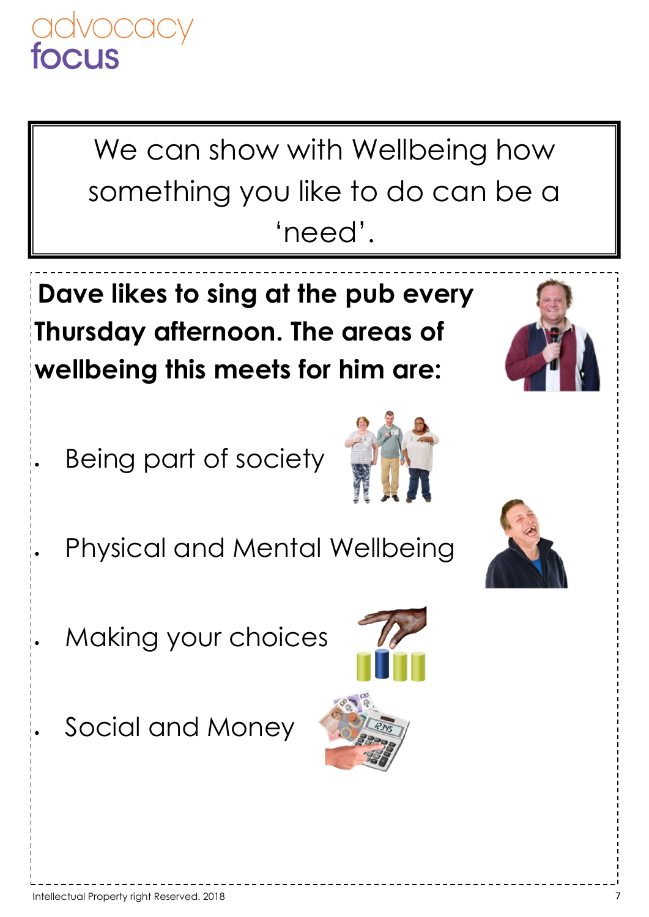We can show with Wellbeing how something you like to do can be a 'need'.

**Dave likes to sing at the pub every Thursday afternoon. The areas of wellbeing this meets for him are:**

- Being part of society
- Physical and Mental Wellbeing
- Making your choices
- Social and Money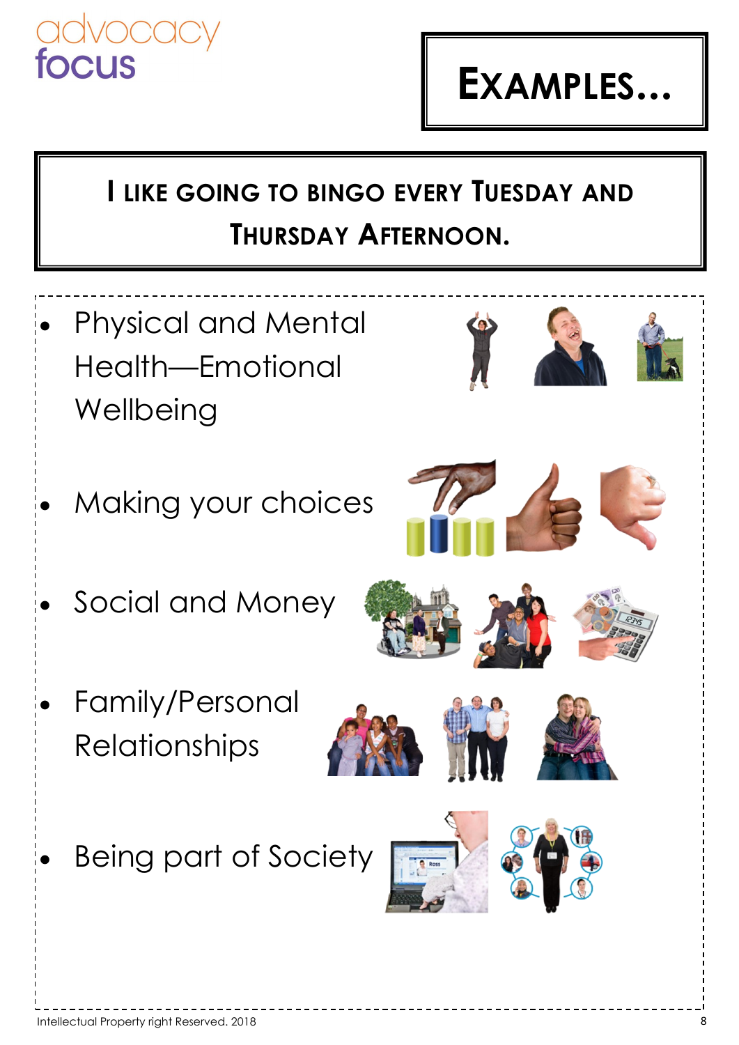advocacy focus

# EXAMPLES...

## I LIKE GOING TO BINGO EVERY TUESDAY AND THURSDAY AFTERNOON.

- Physical and Mental Health—Emotional Wellbeing
- Making your choices
- Social and Money
- Family/Personal Relationships
- Being part of Society

Intellectual Property right Reserved. 2018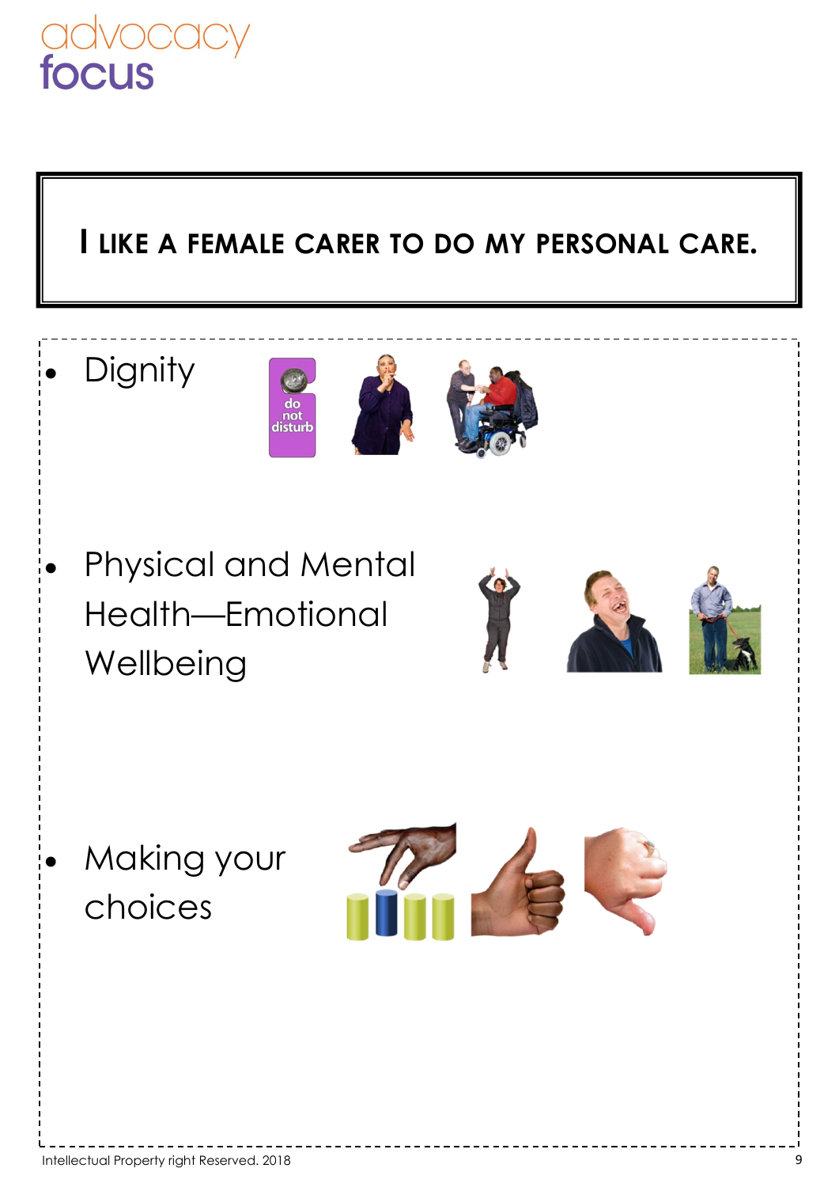# I LIKE A FEMALE CARER TO DO MY PERSONAL CARE.

- Dignity
- Physical and Mental Health—Emotional Wellbeing
- Making your choices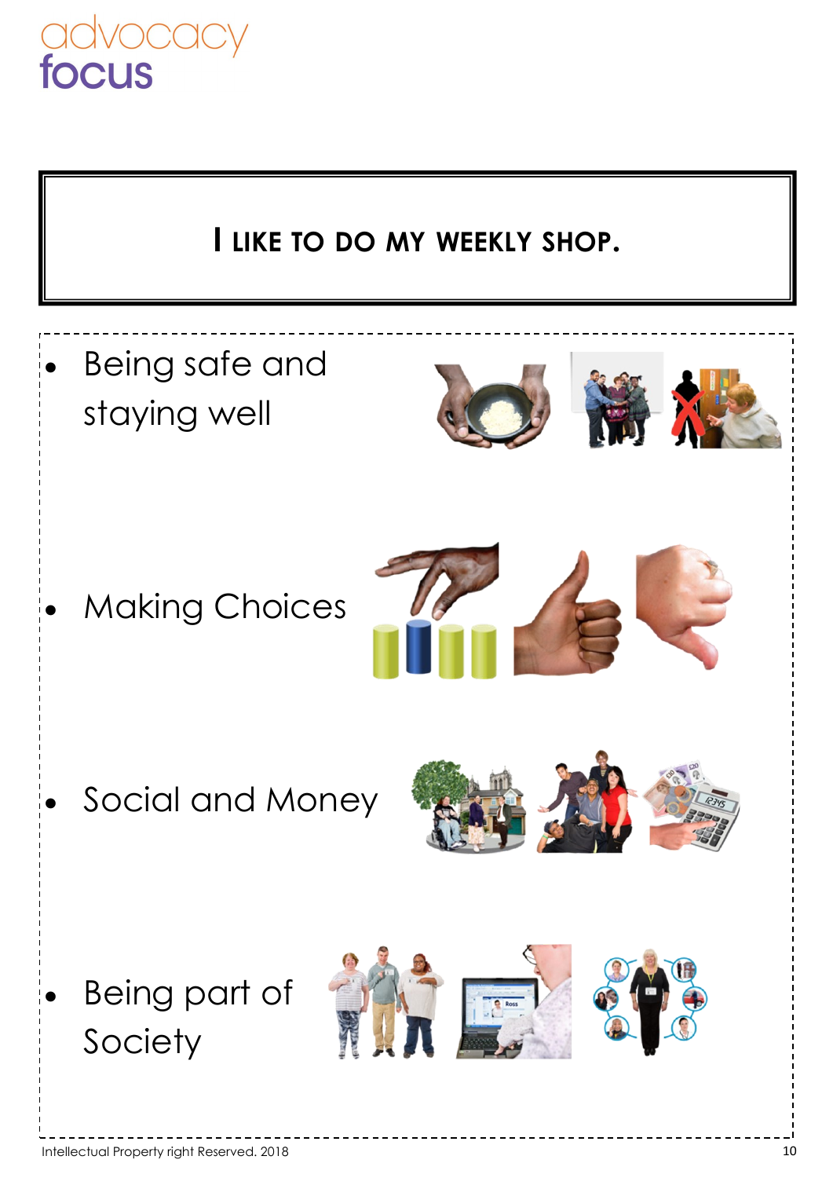# I like to do my weekly shop.

- Being safe and staying well
- Making Choices
- Social and Money
- Being part of Society

Intellectual Property right Reserved. 2018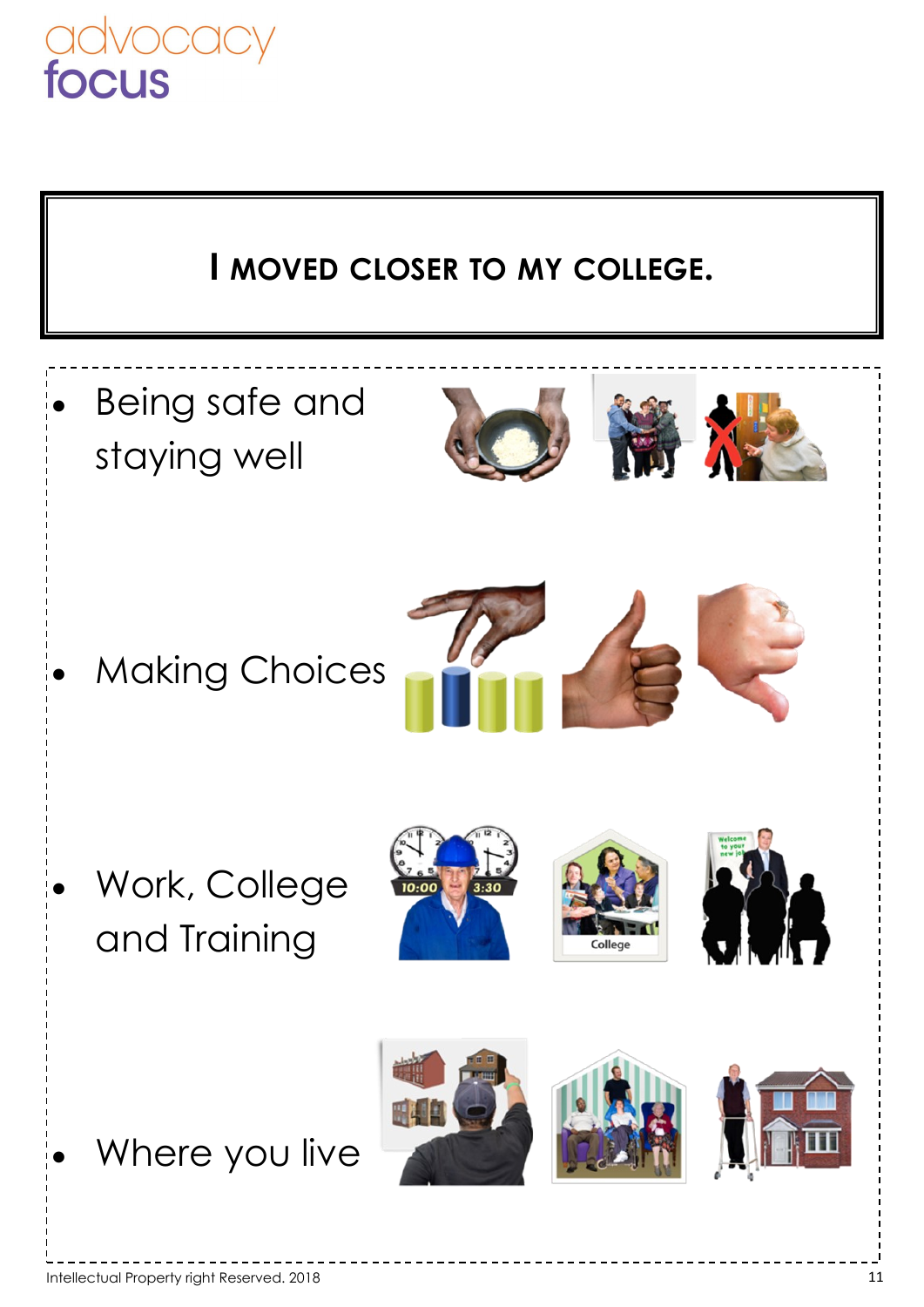# I MOVED CLOSER TO MY COLLEGE.

- Being safe and staying well
- Making Choices
- Work, College and Training
- Where you live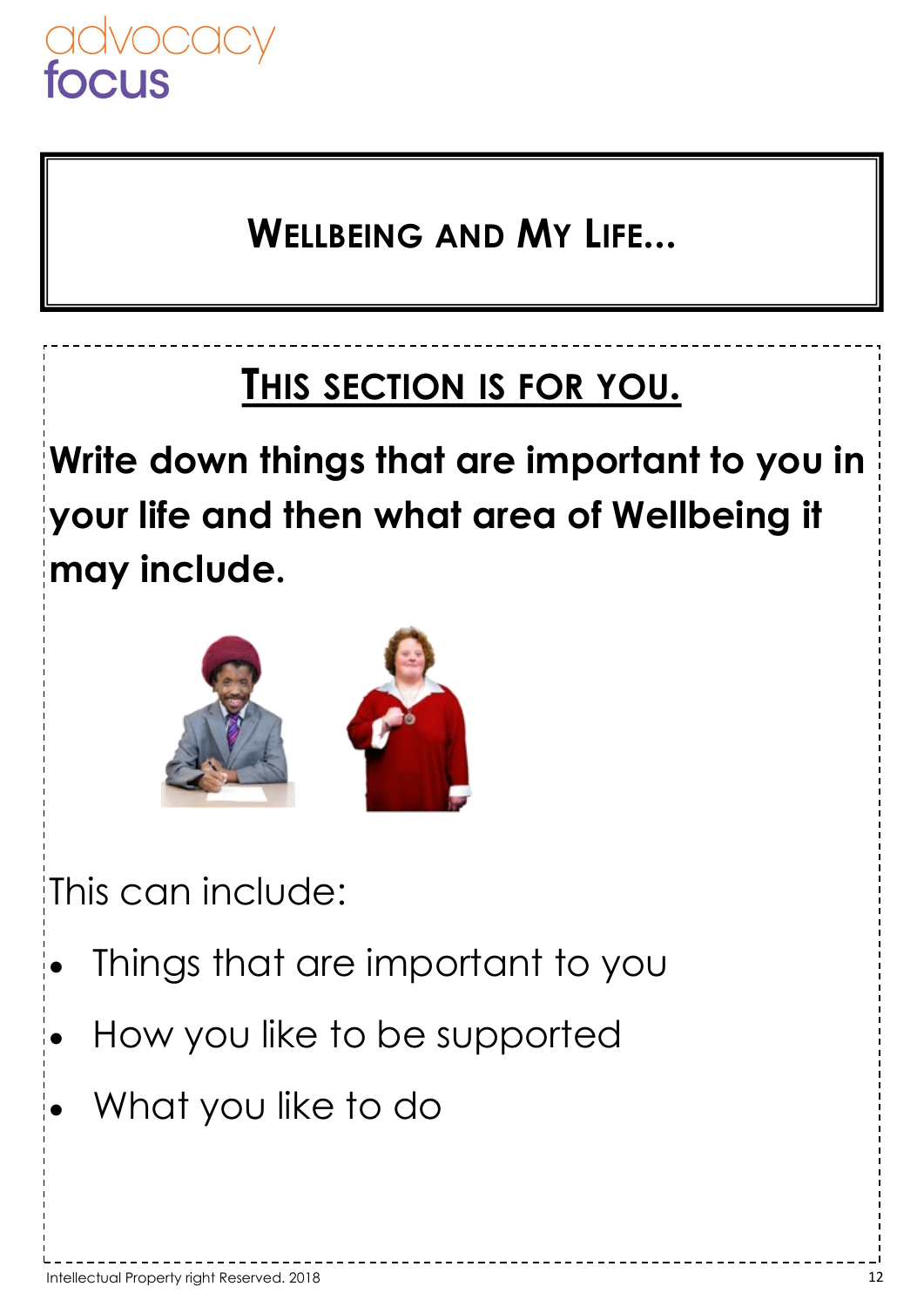# Wellbeing and My Life...

## This section is for you.

**Write down things that are important to you in your life and then what area of Wellbeing it may include.**

This can include:

- Things that are important to you
- How you like to be supported
- What you like to do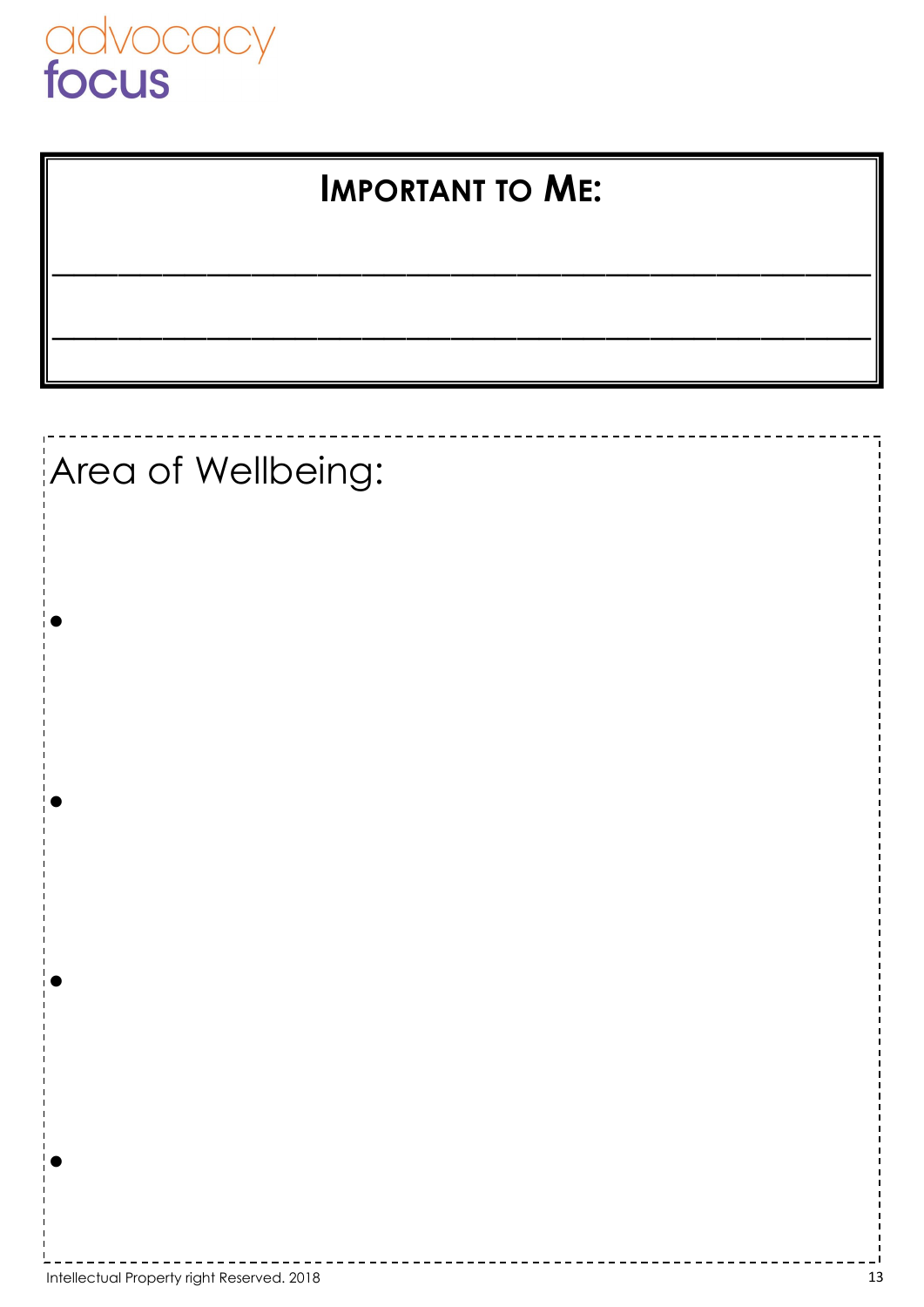advocacy
focus

## IMPORTANT TO ME:

\_\_\_\_\_\_\_\_\_\_\_\_\_\_\_\_\_\_\_\_\_\_\_\_\_\_\_\_\_\_\_\_\_\_\_\_\_\_\_\_

\_\_\_\_\_\_\_\_\_\_\_\_\_\_\_\_\_\_\_\_\_\_\_\_\_\_\_\_\_\_\_\_\_\_\_\_\_\_\_\_

Area of Wellbeing:

- 
- 
- 
- 

Intellectual Property right Reserved. 2018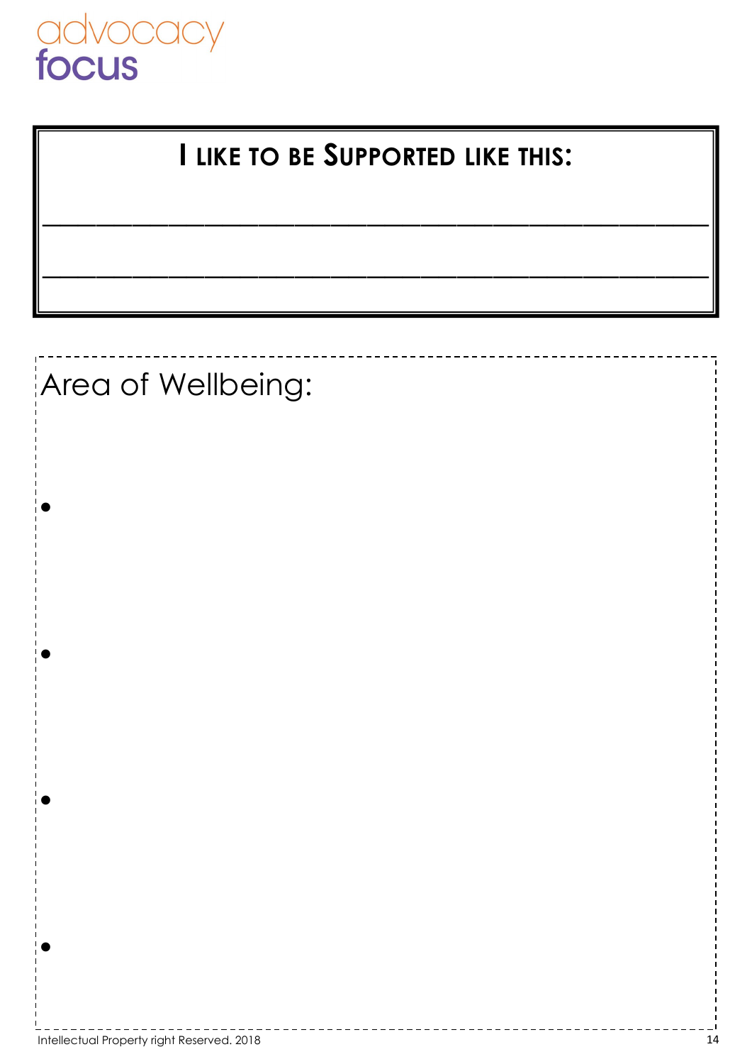advocacy focus

## I LIKE TO BE SUPPORTED LIKE THIS:

\_\_\_\_\_\_\_\_\_\_\_\_\_\_\_\_\_\_\_\_\_\_\_\_\_\_\_\_\_\_\_\_\_\_\_\_\_\_\_\_

\_\_\_\_\_\_\_\_\_\_\_\_\_\_\_\_\_\_\_\_\_\_\_\_\_\_\_\_\_\_\_\_\_\_\_\_\_\_\_\_

Area of Wellbeing:

- 
- 
- 
- 

Intellectual Property right Reserved. 2018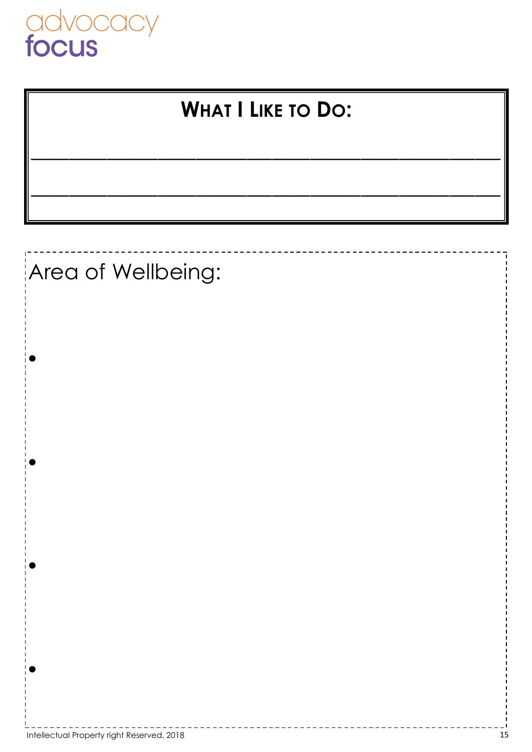advocacy focus

## WHAT I LIKE TO DO:

________________________________________

________________________________________

Area of Wellbeing:

- 
- 
- 
- 

Intellectual Property right Reserved. 2018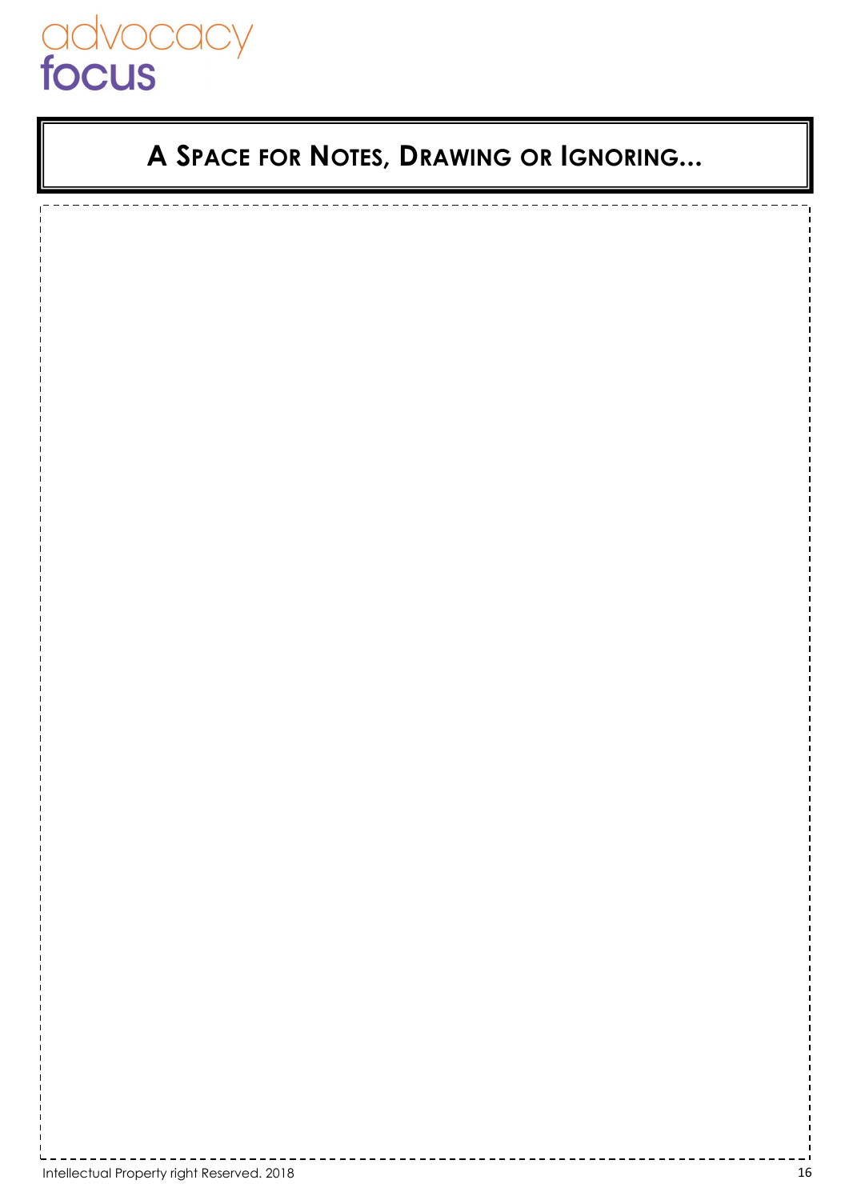# A Space for Notes, Drawing or Ignoring...